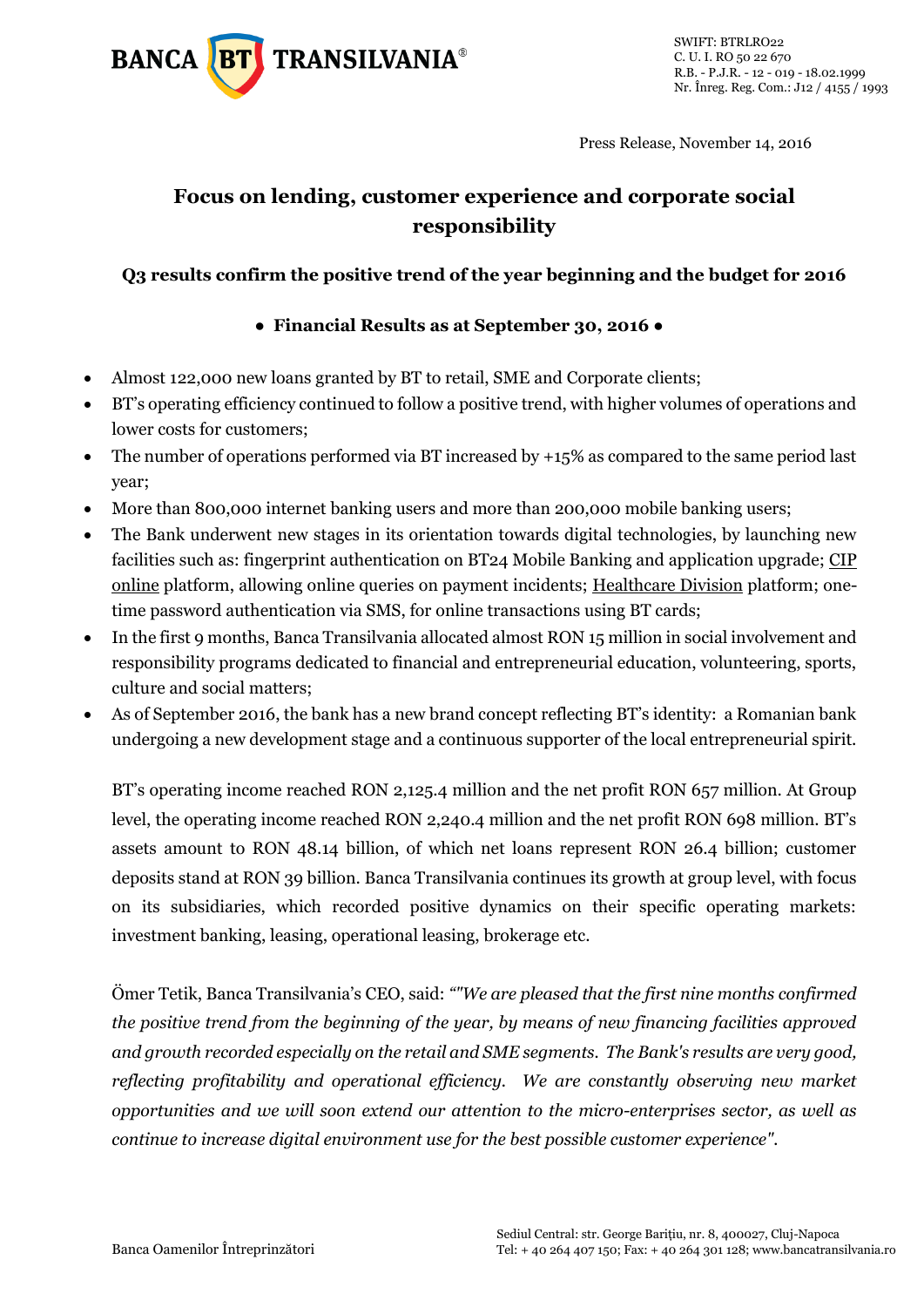SWIFT: BTRLRO22
C. U. I. RO 50 22 670
R.B. - P.J.R. - 12 - 019 - 18.02.1999
Nr. Înreg. Reg. Com.: J12 / 4155 / 1993

Press Release, November 14, 2016

# Focus on lending, customer experience and corporate social responsibility

## Q3 results confirm the positive trend of the year beginning and the budget for 2016

### • Financial Results as at September 30, 2016 •

- Almost 122,000 new loans granted by BT to retail, SME and Corporate clients;
- BT's operating efficiency continued to follow a positive trend, with higher volumes of operations and lower costs for customers;
- The number of operations performed via BT increased by +15% as compared to the same period last year;
- More than 800,000 internet banking users and more than 200,000 mobile banking users;
- The Bank underwent new stages in its orientation towards digital technologies, by launching new facilities such as: fingerprint authentication on BT24 Mobile Banking and application upgrade; CIP online platform, allowing online queries on payment incidents; Healthcare Division platform; one-time password authentication via SMS, for online transactions using BT cards;
- In the first 9 months, Banca Transilvania allocated almost RON 15 million in social involvement and responsibility programs dedicated to financial and entrepreneurial education, volunteering, sports, culture and social matters;
- As of September 2016, the bank has a new brand concept reflecting BT's identity: a Romanian bank undergoing a new development stage and a continuous supporter of the local entrepreneurial spirit.

BT's operating income reached RON 2,125.4 million and the net profit RON 657 million. At Group level, the operating income reached RON 2,240.4 million and the net profit RON 698 million. BT's assets amount to RON 48.14 billion, of which net loans represent RON 26.4 billion; customer deposits stand at RON 39 billion. Banca Transilvania continues its growth at group level, with focus on its subsidiaries, which recorded positive dynamics on their specific operating markets: investment banking, leasing, operational leasing, brokerage etc.

Ömer Tetik, Banca Transilvania's CEO, said: *""We are pleased that the first nine months confirmed the positive trend from the beginning of the year, by means of new financing facilities approved and growth recorded especially on the retail and SME segments. The Bank's results are very good, reflecting profitability and operational efficiency. We are constantly observing new market opportunities and we will soon extend our attention to the micro-enterprises sector, as well as continue to increase digital environment use for the best possible customer experience".*

Banca Oamenilor Întreprinzători

Sediul Central: str. George Barițiu, nr. 8, 400027, Cluj-Napoca
Tel: + 40 264 407 150; Fax: + 40 264 301 128; www.bancatransilvania.ro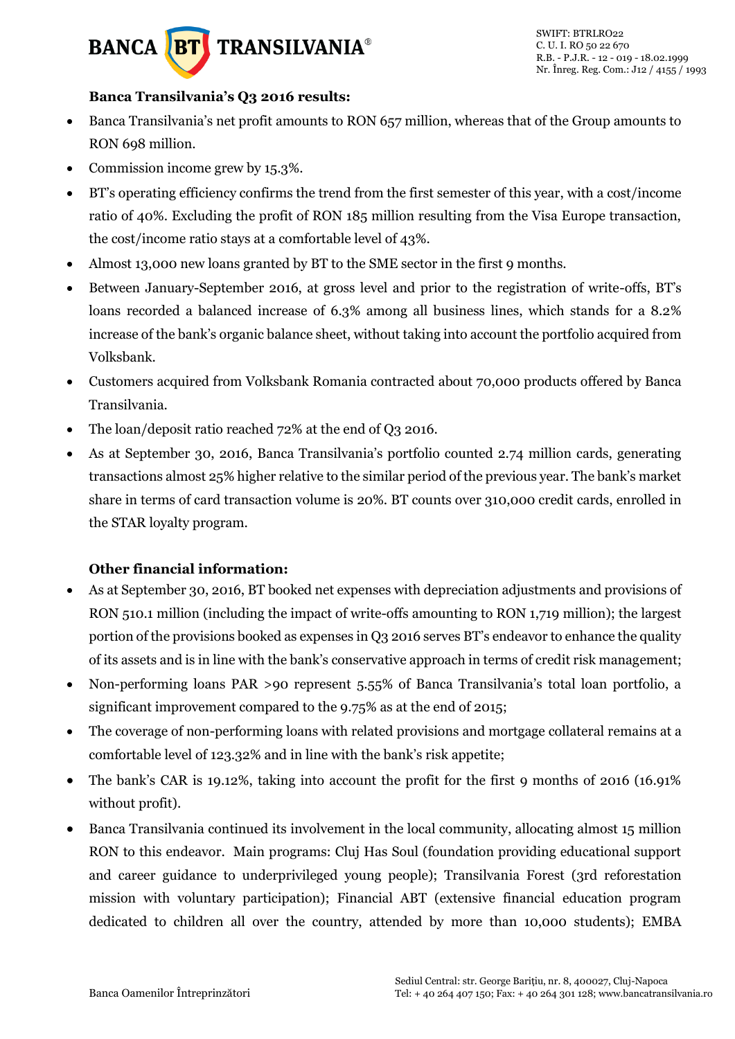**Banca Transilvania's Q3 2016 results:**

- Banca Transilvania's net profit amounts to RON 657 million, whereas that of the Group amounts to RON 698 million.
- Commission income grew by 15.3%.
- BT's operating efficiency confirms the trend from the first semester of this year, with a cost/income ratio of 40%. Excluding the profit of RON 185 million resulting from the Visa Europe transaction, the cost/income ratio stays at a comfortable level of 43%.
- Almost 13,000 new loans granted by BT to the SME sector in the first 9 months.
- Between January-September 2016, at gross level and prior to the registration of write-offs, BT's loans recorded a balanced increase of 6.3% among all business lines, which stands for a 8.2% increase of the bank's organic balance sheet, without taking into account the portfolio acquired from Volksbank.
- Customers acquired from Volksbank Romania contracted about 70,000 products offered by Banca Transilvania.
- The loan/deposit ratio reached 72% at the end of Q3 2016.
- As at September 30, 2016, Banca Transilvania's portfolio counted 2.74 million cards, generating transactions almost 25% higher relative to the similar period of the previous year. The bank's market share in terms of card transaction volume is 20%. BT counts over 310,000 credit cards, enrolled in the STAR loyalty program.

**Other financial information:**

- As at September 30, 2016, BT booked net expenses with depreciation adjustments and provisions of RON 510.1 million (including the impact of write-offs amounting to RON 1,719 million); the largest portion of the provisions booked as expenses in Q3 2016 serves BT's endeavor to enhance the quality of its assets and is in line with the bank's conservative approach in terms of credit risk management;
- Non-performing loans PAR >90 represent 5.55% of Banca Transilvania's total loan portfolio, a significant improvement compared to the 9.75% as at the end of 2015;
- The coverage of non-performing loans with related provisions and mortgage collateral remains at a comfortable level of 123.32% and in line with the bank's risk appetite;
- The bank's CAR is 19.12%, taking into account the profit for the first 9 months of 2016 (16.91% without profit).
- Banca Transilvania continued its involvement in the local community, allocating almost 15 million RON to this endeavor. Main programs: Cluj Has Soul (foundation providing educational support and career guidance to underprivileged young people); Transilvania Forest (3rd reforestation mission with voluntary participation); Financial ABT (extensive financial education program dedicated to children all over the country, attended by more than 10,000 students); EMBA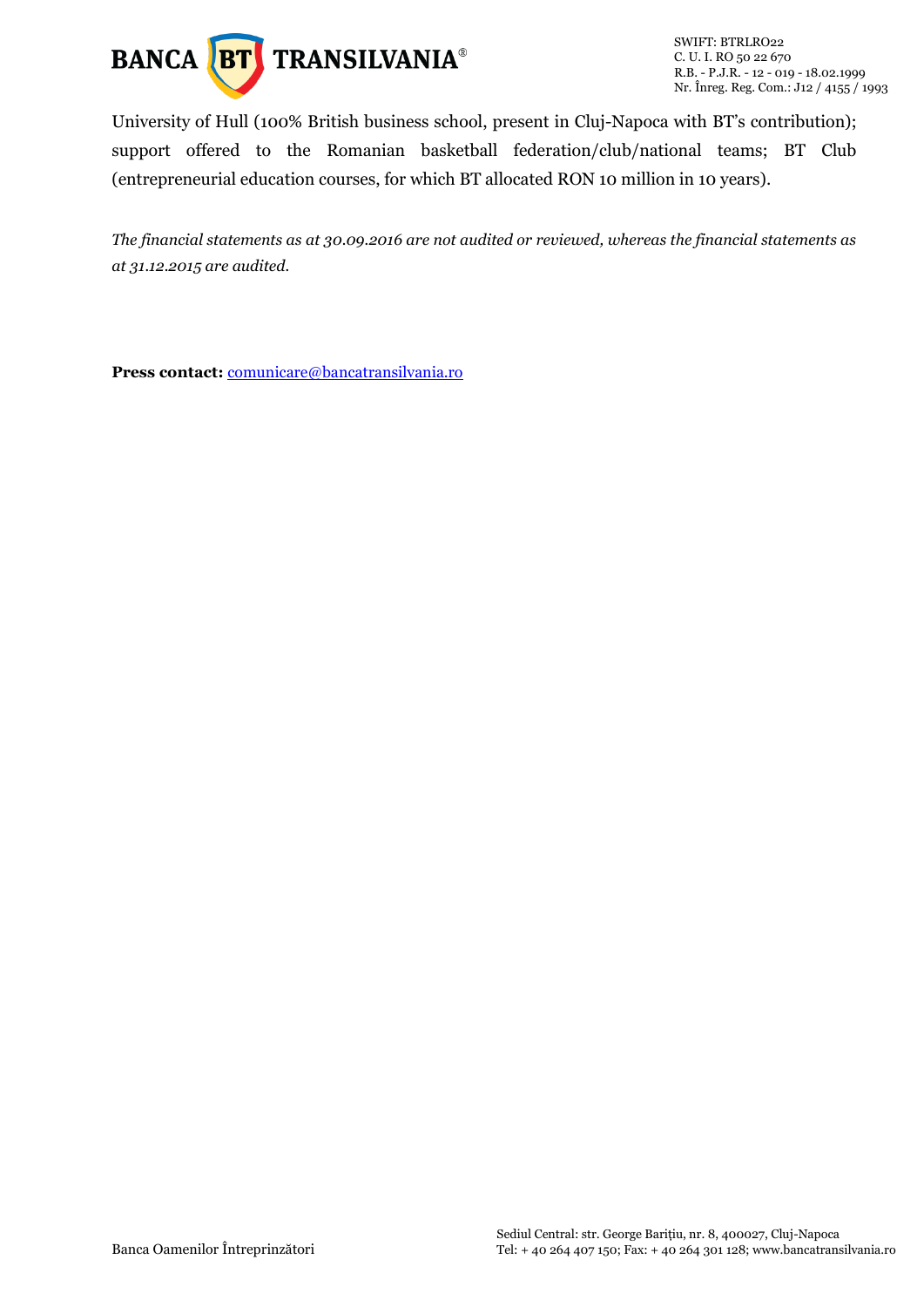University of Hull (100% British business school, present in Cluj-Napoca with BT's contribution); support offered to the Romanian basketball federation/club/national teams; BT Club (entrepreneurial education courses, for which BT allocated RON 10 million in 10 years).

*The financial statements as at 30.09.2016 are not audited or reviewed, whereas the financial statements as at 31.12.2015 are audited.*

**Press contact:** comunicare@bancatransilvania.ro